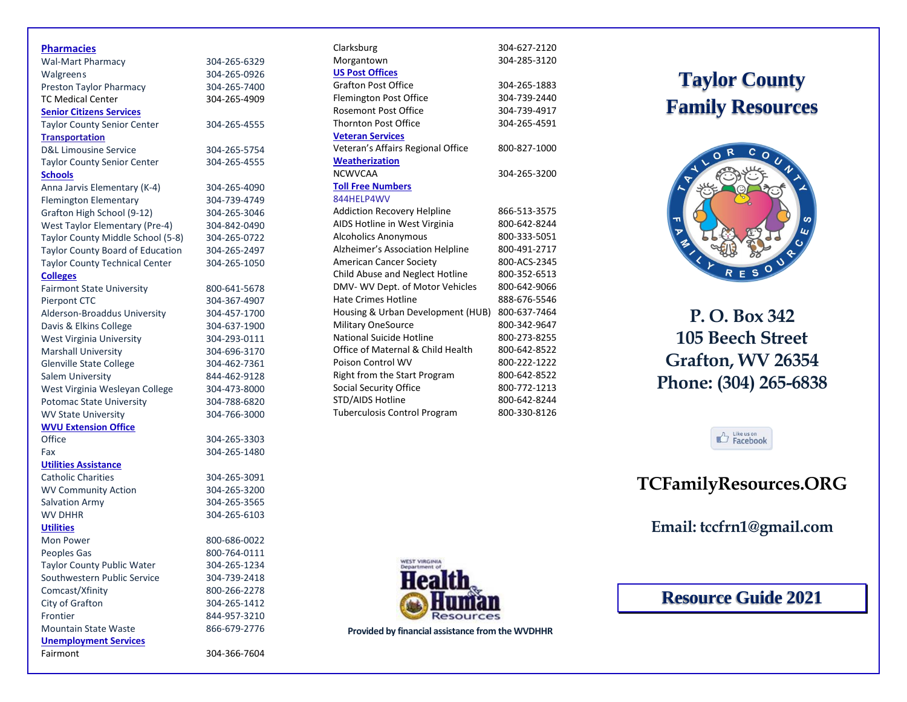## Pharmacies

| | |
|---|---|
| Wal-Mart Pharmacy | 304-265-6329 |
| Walgreens | 304-265-0926 |
| Preston Taylor Pharmacy | 304-265-7400 |
| TC Medical Center | 304-265-4909 |

## Senior Citizens Services

| | |
|---|---|
| Taylor County Senior Center | 304-265-4555 |

## Transportation

| | |
|---|---|
| D&L Limousine Service | 304-265-5754 |
| Taylor County Senior Center | 304-265-4555 |

## Schools

| | |
|---|---|
| Anna Jarvis Elementary (K-4) | 304-265-4090 |
| Flemington Elementary | 304-739-4749 |
| Grafton High School (9-12) | 304-265-3046 |
| West Taylor Elementary (Pre-4) | 304-842-0490 |
| Taylor County Middle School (5-8) | 304-265-0722 |
| Taylor County Board of Education | 304-265-2497 |
| Taylor County Technical Center | 304-265-1050 |

## Colleges

| | |
|---|---|
| Fairmont State University | 800-641-5678 |
| Pierpont CTC | 304-367-4907 |
| Alderson-Broaddus University | 304-457-1700 |
| Davis & Elkins College | 304-637-1900 |
| West Virginia University | 304-293-0111 |
| Marshall University | 304-696-3170 |
| Glenville State College | 304-462-7361 |
| Salem University | 844-462-9128 |
| West Virginia Wesleyan College | 304-473-8000 |
| Potomac State University | 304-788-6820 |
| WV State University | 304-766-3000 |

## WVU Extension Office

| | |
|---|---|
| Office | 304-265-3303 |
| Fax | 304-265-1480 |

## Utilities Assistance

| | |
|---|---|
| Catholic Charities | 304-265-3091 |
| WV Community Action | 304-265-3200 |
| Salvation Army | 304-265-3565 |
| WV DHHR | 304-265-6103 |

## Utilities

| | |
|---|---|
| Mon Power | 800-686-0022 |
| Peoples Gas | 800-764-0111 |
| Taylor County Public Water | 304-265-1234 |
| Southwestern Public Service | 304-739-2418 |
| Comcast/Xfinity | 800-266-2278 |
| City of Grafton | 304-265-1412 |
| Frontier | 844-957-3210 |
| Mountain State Waste | 866-679-2776 |

## Unemployment Services

| | |
|---|---|
| Fairmont | 304-366-7604 |
| Clarksburg | 304-627-2120 |
| Morgantown | 304-285-3120 |

## US Post Offices

| | |
|---|---|
| Grafton Post Office | 304-265-1883 |
| Flemington Post Office | 304-739-2440 |
| Rosemont Post Office | 304-739-4917 |
| Thornton Post Office | 304-265-4591 |

## Veteran Services

| | |
|---|---|
| Veteran's Affairs Regional Office | 800-827-1000 |

## Weatherization

| | |
|---|---|
| NCWVCAA | 304-265-3200 |

## Toll Free Numbers

844HELP4WV

| | |
|---|---|
| Addiction Recovery Helpline | 866-513-3575 |
| AIDS Hotline in West Virginia | 800-642-8244 |
| Alcoholics Anonymous | 800-333-5051 |
| Alzheimer's Association Helpline | 800-491-2717 |
| American Cancer Society | 800-ACS-2345 |
| Child Abuse and Neglect Hotline | 800-352-6513 |
| DMV- WV Dept. of Motor Vehicles | 800-642-9066 |
| Hate Crimes Hotline | 888-676-5546 |
| Housing & Urban Development (HUB) | 800-637-7464 |
| Military OneSource | 800-342-9647 |
| National Suicide Hotline | 800-273-8255 |
| Office of Maternal & Child Health | 800-642-8522 |
| Poison Control WV | 800-222-1222 |
| Right from the Start Program | 800-642-8522 |
| Social Security Office | 800-772-1213 |
| STD/AIDS Hotline | 800-642-8244 |
| Tuberculosis Control Program | 800-330-8126 |

West Virginia Department of Health & Human Resources

**Provided by financial assistance from the WVDHHR**

# Taylor County Family Resources

**P. O. Box 342**
**105 Beech Street**
**Grafton, WV 26354**
**Phone: (304) 265-6838**

Like us on Facebook

**TCFamilyResources.ORG**

**Email: tccfrn1@gmail.com**

**Resource Guide 2021**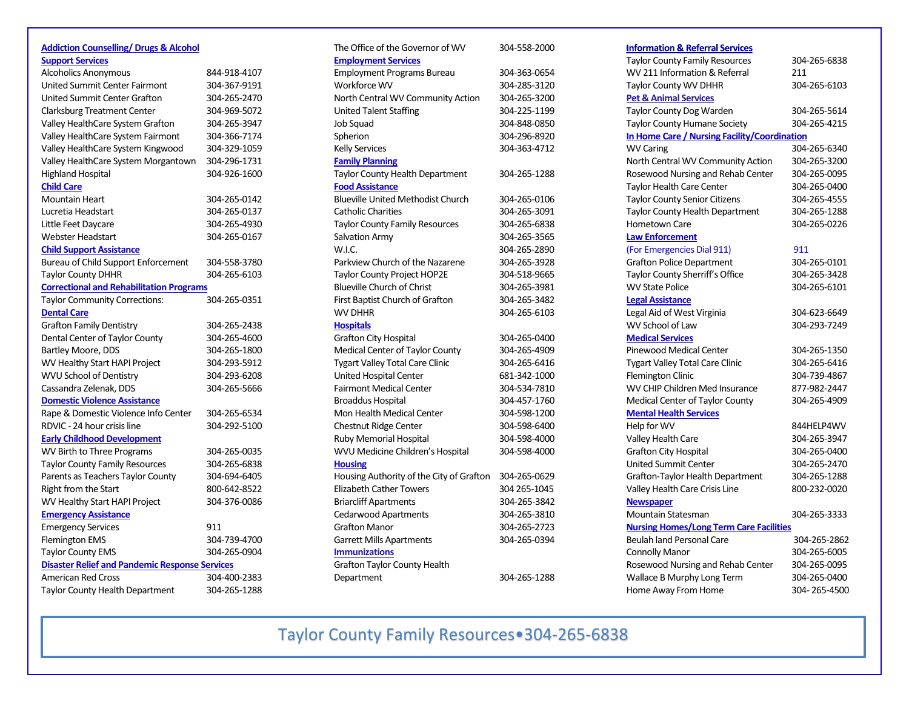## Addiction Counselling/ Drugs & Alcohol Support Services

| | |
|---|---|
| Alcoholics Anonymous | 844-918-4107 |
| United Summit Center Fairmont | 304-367-9191 |
| United Summit Center Grafton | 304-265-2470 |
| Clarksburg Treatment Center | 304-969-5072 |
| Valley HealthCare System Grafton | 304-265-3947 |
| Valley HealthCare System Fairmont | 304-366-7174 |
| Valley HealthCare System Kingwood | 304-329-1059 |
| Valley HealthCare System Morgantown | 304-296-1731 |
| Highland Hospital | 304-926-1600 |

## Child Care

| | |
|---|---|
| Mountain Heart | 304-265-0142 |
| Lucretia Headstart | 304-265-0137 |
| Little Feet Daycare | 304-265-4930 |
| Webster Headstart | 304-265-0167 |

## Child Support Assistance

| | |
|---|---|
| Bureau of Child Support Enforcement | 304-558-3780 |
| Taylor County DHHR | 304-265-6103 |

## Correctional and Rehabilitation Programs

| | |
|---|---|
| Taylor Community Corrections: | 304-265-0351 |

## Dental Care

| | |
|---|---|
| Grafton Family Dentistry | 304-265-2438 |
| Dental Center of Taylor County | 304-265-4600 |
| Bartley Moore, DDS | 304-265-1800 |
| WV Healthy Start HAPI Project | 304-293-5912 |
| WVU School of Dentistry | 304-293-6208 |
| Cassandra Zelenak, DDS | 304-265-5666 |

## Domestic Violence Assistance

| | |
|---|---|
| Rape & Domestic Violence Info Center | 304-265-6534 |
| RDVIC - 24 hour crisis line | 304-292-5100 |

## Early Childhood Development

| | |
|---|---|
| WV Birth to Three Programs | 304-265-0035 |
| Taylor County Family Resources | 304-265-6838 |
| Parents as Teachers Taylor County | 304-694-6405 |
| Right from the Start | 800-642-8522 |
| WV Healthy Start HAPI Project | 304-376-0086 |

## Emergency Assistance

| | |
|---|---|
| Emergency Services | 911 |
| Flemington EMS | 304-739-4700 |
| Taylor County EMS | 304-265-0904 |

## Disaster Relief and Pandemic Response Services

| | |
|---|---|
| American Red Cross | 304-400-2383 |
| Taylor County Health Department | 304-265-1288 |
| The Office of the Governor of WV | 304-558-2000 |

## Employment Services

| | |
|---|---|
| Employment Programs Bureau | 304-363-0654 |
| Workforce WV | 304-285-3120 |
| North Central WV Community Action | 304-265-3200 |
| United Talent Staffing | 304-225-1199 |
| Job Squad | 304-848-0850 |
| Spherion | 304-296-8920 |
| Kelly Services | 304-363-4712 |

## Family Planning

| | |
|---|---|
| Taylor County Health Department | 304-265-1288 |

## Food Assistance

| | |
|---|---|
| Blueville United Methodist Church | 304-265-0106 |
| Catholic Charities | 304-265-3091 |
| Taylor County Family Resources | 304-265-6838 |
| Salvation Army | 304-265-3565 |
| W.I.C. | 304-265-2890 |
| Parkview Church of the Nazarene | 304-265-3928 |
| Taylor County Project HOP2E | 304-518-9665 |
| Blueville Church of Christ | 304-265-3981 |
| First Baptist Church of Grafton | 304-265-3482 |
| WV DHHR | 304-265-6103 |

## Hospitals

| | |
|---|---|
| Grafton City Hospital | 304-265-0400 |
| Medical Center of Taylor County | 304-265-4909 |
| Tygart Valley Total Care Clinic | 304-265-6416 |
| United Hospital Center | 681-342-1000 |
| Fairmont Medical Center | 304-534-7810 |
| Broaddus Hospital | 304-457-1760 |
| Mon Health Medical Center | 304-598-1200 |
| Chestnut Ridge Center | 304-598-6400 |
| Ruby Memorial Hospital | 304-598-4000 |
| WVU Medicine Children's Hospital | 304-598-4000 |

## Housing

| | |
|---|---|
| Housing Authority of the City of Grafton | 304-265-0629 |
| Elizabeth Cather Towers | 304 265-1045 |
| Briarcliff Apartments | 304-265-3842 |
| Cedarwood Apartments | 304-265-3810 |
| Grafton Manor | 304-265-2723 |
| Garrett Mills Apartments | 304-265-0394 |

## Immunizations

| | |
|---|---|
| Grafton Taylor County Health Department | 304-265-1288 |

## Information & Referral Services

| | |
|---|---|
| Taylor County Family Resources | 304-265-6838 |
| WV 211 Information & Referral | 211 |
| Taylor County WV DHHR | 304-265-6103 |

## Pet & Animal Services

| | |
|---|---|
| Taylor County Dog Warden | 304-265-5614 |
| Taylor County Humane Society | 304-265-4215 |

## In Home Care / Nursing Facility/Coordination

| | |
|---|---|
| WV Caring | 304-265-6340 |
| North Central WV Community Action | 304-265-3200 |
| Rosewood Nursing and Rehab Center | 304-265-0095 |
| Taylor Health Care Center | 304-265-0400 |
| Taylor County Senior Citizens | 304-265-4555 |
| Taylor County Health Department | 304-265-1288 |
| Hometown Care | 304-265-0226 |

## Law Enforcement

| | |
|---|---|
| (For Emergencies Dial 911) | 911 |
| Grafton Police Department | 304-265-0101 |
| Taylor County Sherriff's Office | 304-265-3428 |
| WV State Police | 304-265-6101 |

## Legal Assistance

| | |
|---|---|
| Legal Aid of West Virginia | 304-623-6649 |
| WV School of Law | 304-293-7249 |

## Medical Services

| | |
|---|---|
| Pinewood Medical Center | 304-265-1350 |
| Tygart Valley Total Care Clinic | 304-265-6416 |
| Flemington Clinic | 304-739-4867 |
| WV CHIP Children Med Insurance | 877-982-2447 |
| Medical Center of Taylor County | 304-265-4909 |

## Mental Health Services

| | |
|---|---|
| Help for WV | 844HELP4WV |
| Valley Health Care | 304-265-3947 |
| Grafton City Hospital | 304-265-0400 |
| United Summit Center | 304-265-2470 |
| Grafton-Taylor Health Department | 304-265-1288 |
| Valley Health Care Crisis Line | 800-232-0020 |

## Newspaper

| | |
|---|---|
| Mountain Statesman | 304-265-3333 |

## Nursing Homes/Long Term Care Facilities

| | |
|---|---|
| Beulah land Personal Care | 304-265-2862 |
| Connolly Manor | 304-265-6005 |
| Rosewood Nursing and Rehab Center | 304-265-0095 |
| Wallace B Murphy Long Term | 304-265-0400 |
| Home Away From Home | 304- 265-4500 |

Taylor County Family Resources•304-265-6838